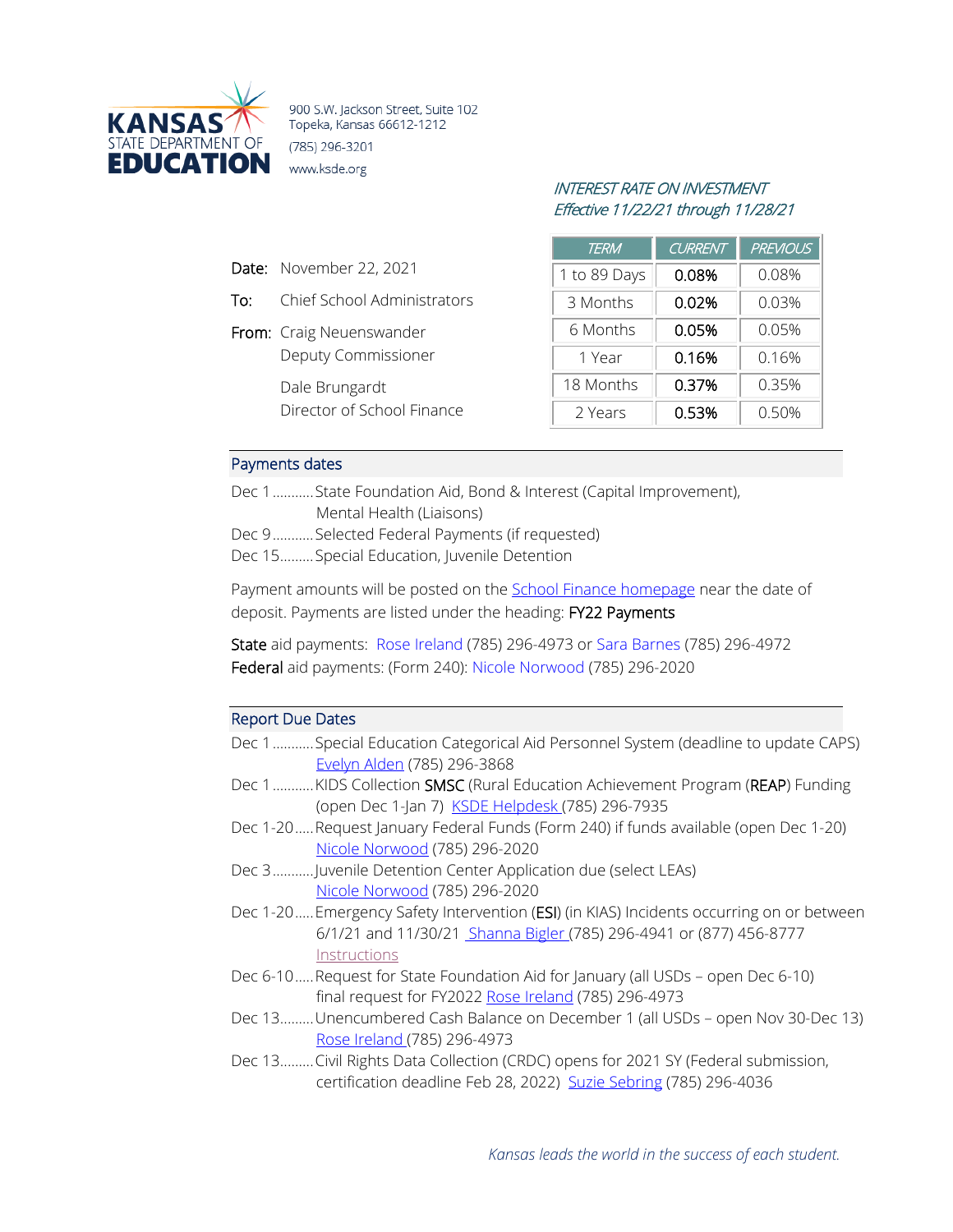KANSAS STATE DEPARTMENT OF EDUCATION

900 S.W. Jackson Street, Suite 102
Topeka, Kansas 66612-1212
(785) 296-3201
www.ksde.org

*INTEREST RATE ON INVESTMENT*
*Effective 11/22/21 through 11/28/21*

| TERM | CURRENT | PREVIOUS |
|---|---|---|
| 1 to 89 Days | **0.08%** | 0.08% |
| 3 Months | **0.02%** | 0.03% |
| 6 Months | **0.05%** | 0.05% |
| 1 Year | **0.16%** | 0.16% |
| 18 Months | **0.37%** | 0.35% |
| 2 Years | **0.53%** | 0.50% |

**Date:** November 22, 2021

**To:** Chief School Administrators

**From:** Craig Neuenswander
Deputy Commissioner

Dale Brungardt
Director of School Finance

## Payments dates

- Dec 1 ........... State Foundation Aid, Bond & Interest (Capital Improvement), Mental Health (Liaisons)
- Dec 9 ........... Selected Federal Payments (if requested)
- Dec 15 ......... Special Education, Juvenile Detention

Payment amounts will be posted on the School Finance homepage near the date of deposit. Payments are listed under the heading: **FY22 Payments**

**State** aid payments: Rose Ireland (785) 296-4973 or Sara Barnes (785) 296-4972
**Federal** aid payments: (Form 240): Nicole Norwood (785) 296-2020

## Report Due Dates

- Dec 1 ........... Special Education Categorical Aid Personnel System (deadline to update CAPS) Evelyn Alden (785) 296-3868
- Dec 1 ........... KIDS Collection **SMSC** (Rural Education Achievement Program (**REAP**) Funding (open Dec 1-Jan 7) KSDE Helpdesk (785) 296-7935
- Dec 1-20 ..... Request January Federal Funds (Form 240) if funds available (open Dec 1-20) Nicole Norwood (785) 296-2020
- Dec 3 ........... Juvenile Detention Center Application due (select LEAs) Nicole Norwood (785) 296-2020
- Dec 1-20 ..... Emergency Safety Intervention (**ESI**) (in KIAS) Incidents occurring on or between 6/1/21 and 11/30/21 Shanna Bigler (785) 296-4941 or (877) 456-8777 Instructions
- Dec 6-10 ..... Request for State Foundation Aid for January (all USDs – open Dec 6-10) final request for FY2022 Rose Ireland (785) 296-4973
- Dec 13 ......... Unencumbered Cash Balance on December 1 (all USDs – open Nov 30-Dec 13) Rose Ireland (785) 296-4973
- Dec 13 ......... Civil Rights Data Collection (CRDC) opens for 2021 SY (Federal submission, certification deadline Feb 28, 2022) Suzie Sebring (785) 296-4036

*Kansas leads the world in the success of each student.*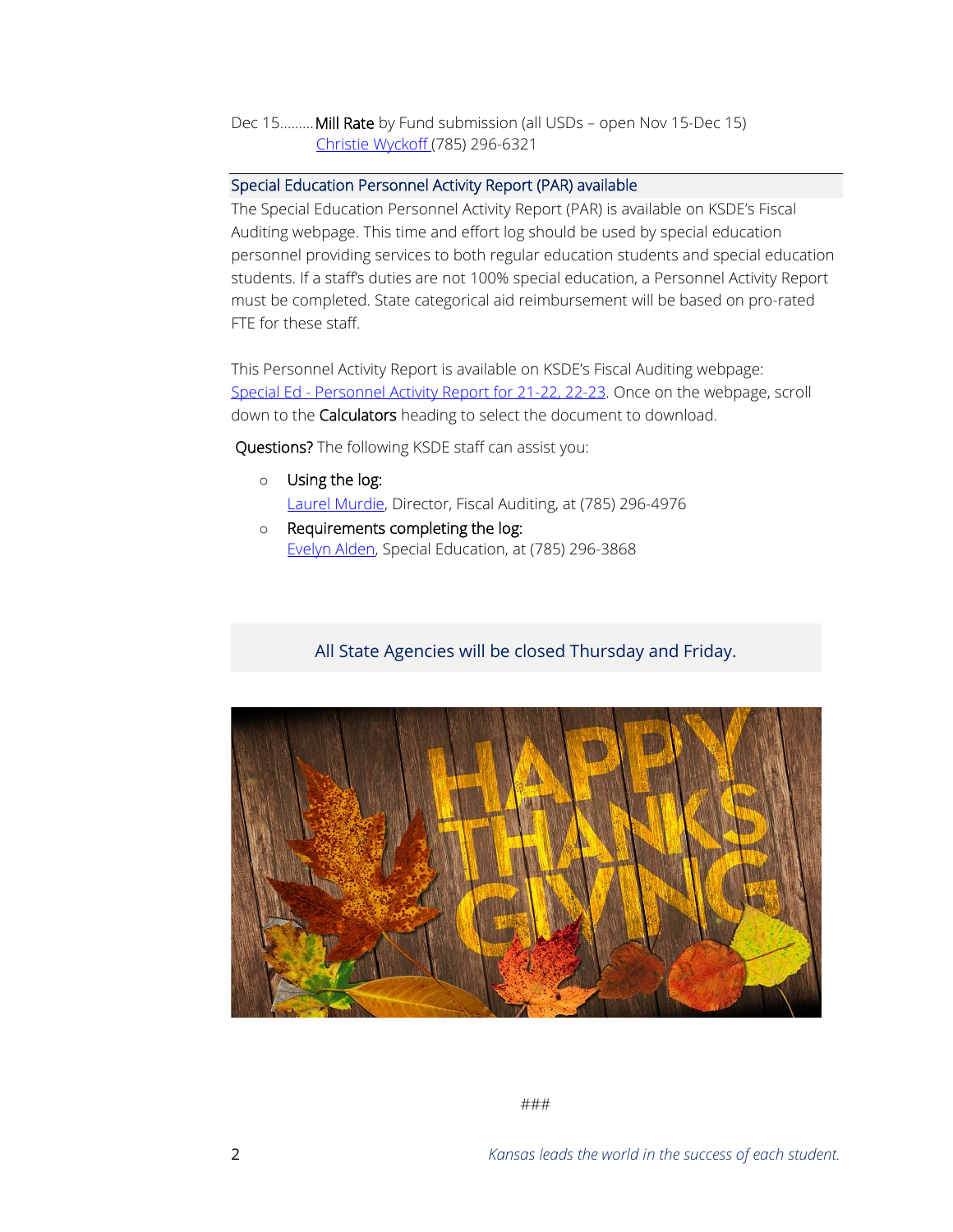Dec 15……… **Mill Rate** by Fund submission (all USDs – open Nov 15-Dec 15)
[Christie Wyckoff](#) (785) 296-6321

## Special Education Personnel Activity Report (PAR) available

The Special Education Personnel Activity Report (PAR) is available on KSDE's Fiscal Auditing webpage. This time and effort log should be used by special education personnel providing services to both regular education students and special education students. If a staff's duties are not 100% special education, a Personnel Activity Report must be completed. State categorical aid reimbursement will be based on pro-rated FTE for these staff.

This Personnel Activity Report is available on KSDE's Fiscal Auditing webpage: [Special Ed - Personnel Activity Report for 21-22, 22-23](#). Once on the webpage, scroll down to the **Calculators** heading to select the document to download.

**Questions?** The following KSDE staff can assist you:

- **Using the log:**
  [Laurel Murdie](#), Director, Fiscal Auditing, at (785) 296-4976
- **Requirements completing the log:**
  [Evelyn Alden](#), Special Education, at (785) 296-3868

All State Agencies will be closed Thursday and Friday.

###